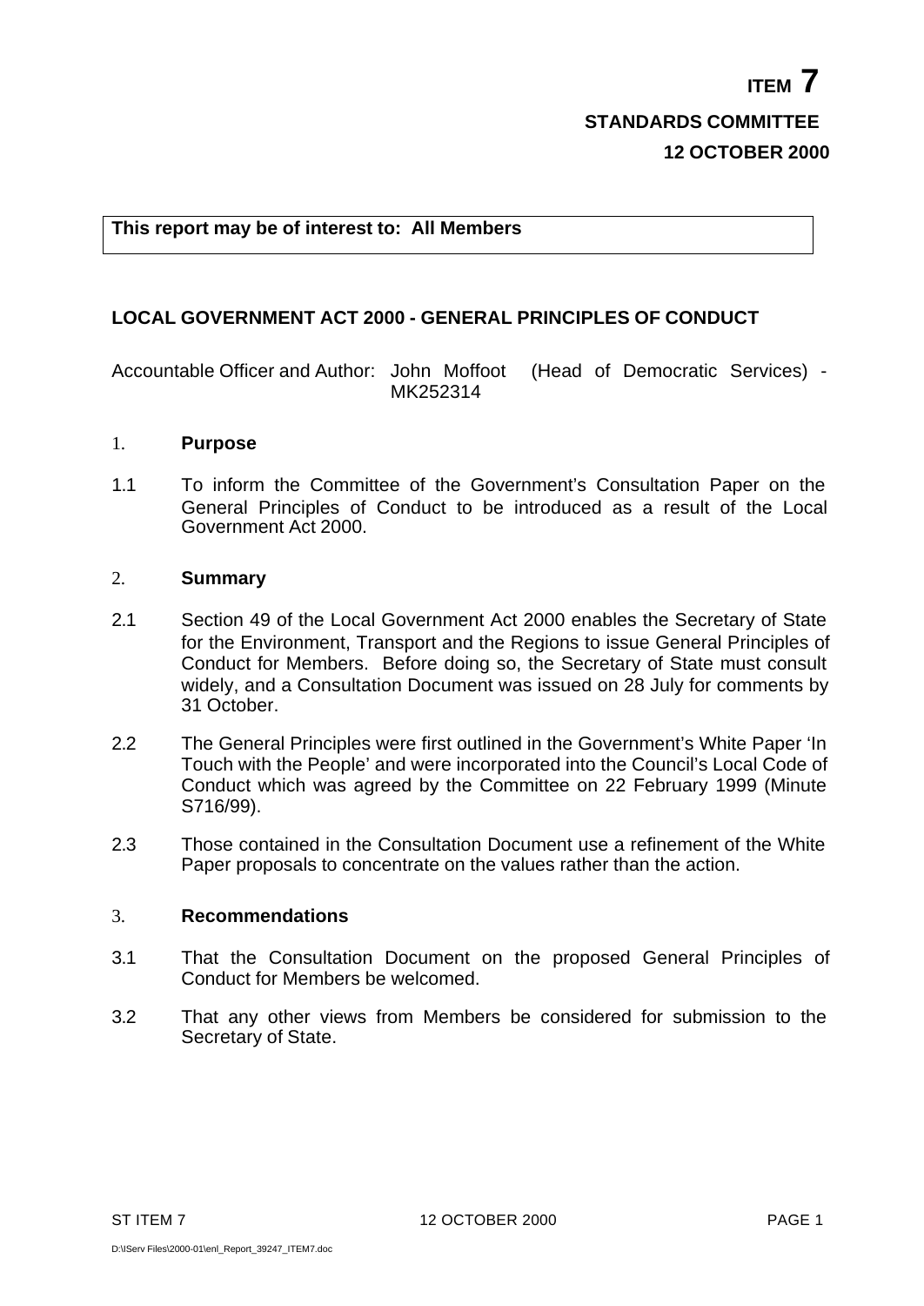**ITEM 7**

**STANDARDS COMMITTEE**

**12 OCTOBER 2000**

**This report may be of interest to: All Members**

# LOCAL GOVERNMENT ACT 2000 - GENERAL PRINCIPLES OF CONDUCT

Accountable Officer and Author: John Moffoot (Head of Democratic Services) - MK252314

## 1. Purpose

1.1 To inform the Committee of the Government's Consultation Paper on the General Principles of Conduct to be introduced as a result of the Local Government Act 2000.

## 2. Summary

2.1 Section 49 of the Local Government Act 2000 enables the Secretary of State for the Environment, Transport and the Regions to issue General Principles of Conduct for Members. Before doing so, the Secretary of State must consult widely, and a Consultation Document was issued on 28 July for comments by 31 October.

2.2 The General Principles were first outlined in the Government's White Paper 'In Touch with the People' and were incorporated into the Council's Local Code of Conduct which was agreed by the Committee on 22 February 1999 (Minute S716/99).

2.3 Those contained in the Consultation Document use a refinement of the White Paper proposals to concentrate on the values rather than the action.

## 3. Recommendations

3.1 That the Consultation Document on the proposed General Principles of Conduct for Members be welcomed.

3.2 That any other views from Members be considered for submission to the Secretary of State.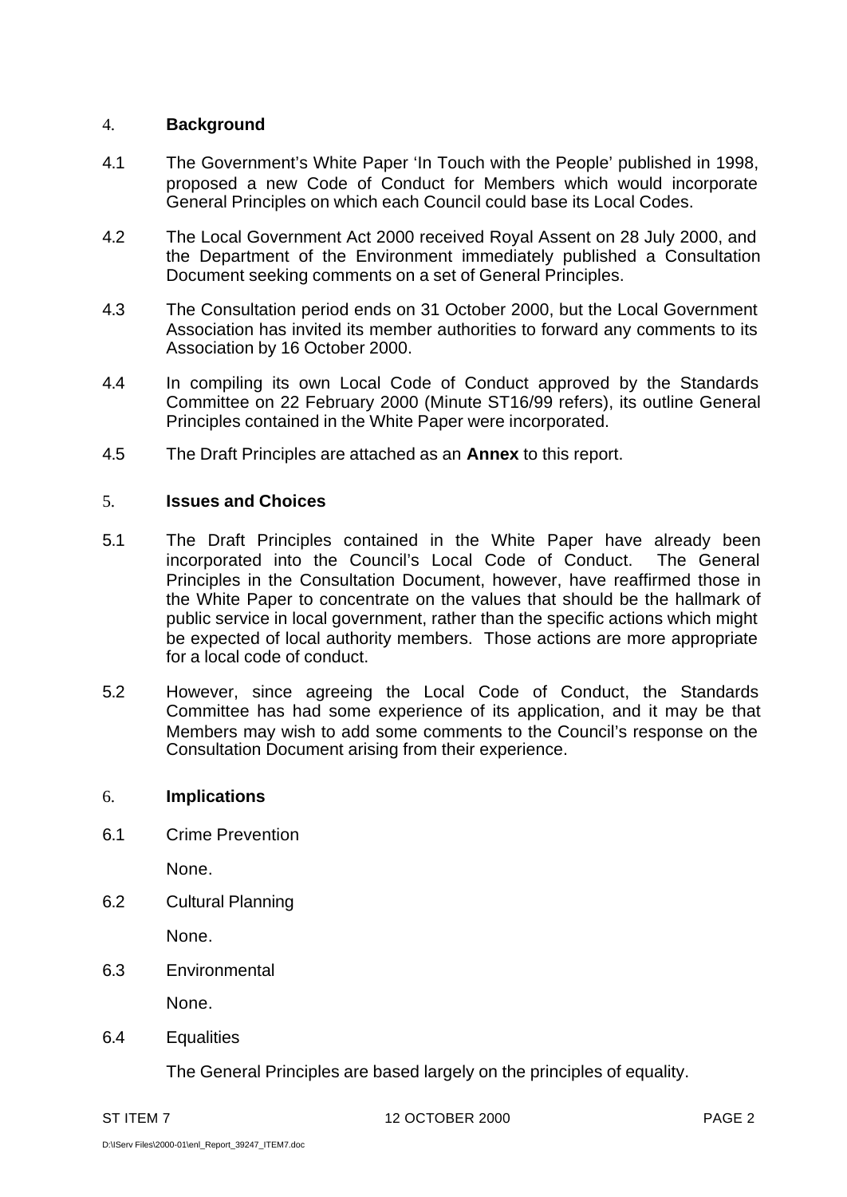## 4. Background

4.1 The Government's White Paper 'In Touch with the People' published in 1998, proposed a new Code of Conduct for Members which would incorporate General Principles on which each Council could base its Local Codes.

4.2 The Local Government Act 2000 received Royal Assent on 28 July 2000, and the Department of the Environment immediately published a Consultation Document seeking comments on a set of General Principles.

4.3 The Consultation period ends on 31 October 2000, but the Local Government Association has invited its member authorities to forward any comments to its Association by 16 October 2000.

4.4 In compiling its own Local Code of Conduct approved by the Standards Committee on 22 February 2000 (Minute ST16/99 refers), its outline General Principles contained in the White Paper were incorporated.

4.5 The Draft Principles are attached as an **Annex** to this report.

## 5. Issues and Choices

5.1 The Draft Principles contained in the White Paper have already been incorporated into the Council's Local Code of Conduct. The General Principles in the Consultation Document, however, have reaffirmed those in the White Paper to concentrate on the values that should be the hallmark of public service in local government, rather than the specific actions which might be expected of local authority members. Those actions are more appropriate for a local code of conduct.

5.2 However, since agreeing the Local Code of Conduct, the Standards Committee has had some experience of its application, and it may be that Members may wish to add some comments to the Council's response on the Consultation Document arising from their experience.

## 6. Implications

6.1 Crime Prevention

None.

6.2 Cultural Planning

None.

6.3 Environmental

None.

6.4 Equalities

The General Principles are based largely on the principles of equality.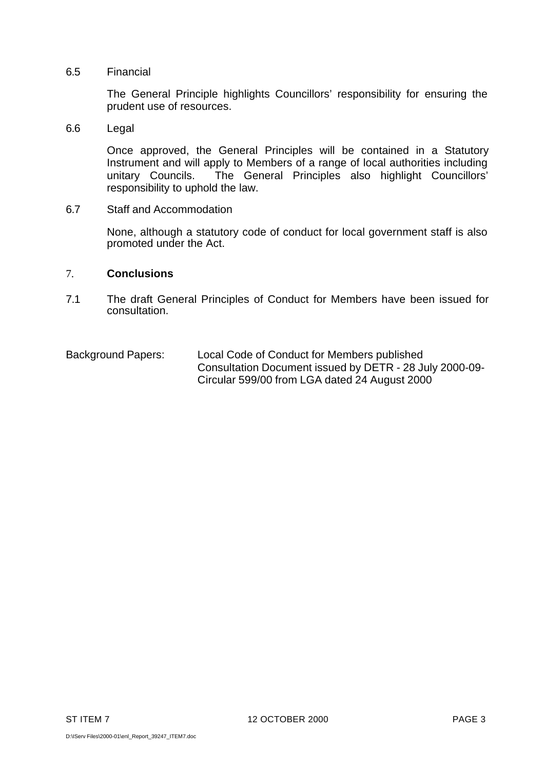6.5 Financial

The General Principle highlights Councillors' responsibility for ensuring the prudent use of resources.

6.6 Legal

Once approved, the General Principles will be contained in a Statutory Instrument and will apply to Members of a range of local authorities including unitary Councils. The General Principles also highlight Councillors' responsibility to uphold the law.

6.7 Staff and Accommodation

None, although a statutory code of conduct for local government staff is also promoted under the Act.

## 7. Conclusions

7.1 The draft General Principles of Conduct for Members have been issued for consultation.

Background Papers: Local Code of Conduct for Members published
Consultation Document issued by DETR - 28 July 2000-09-
Circular 599/00 from LGA dated 24 August 2000